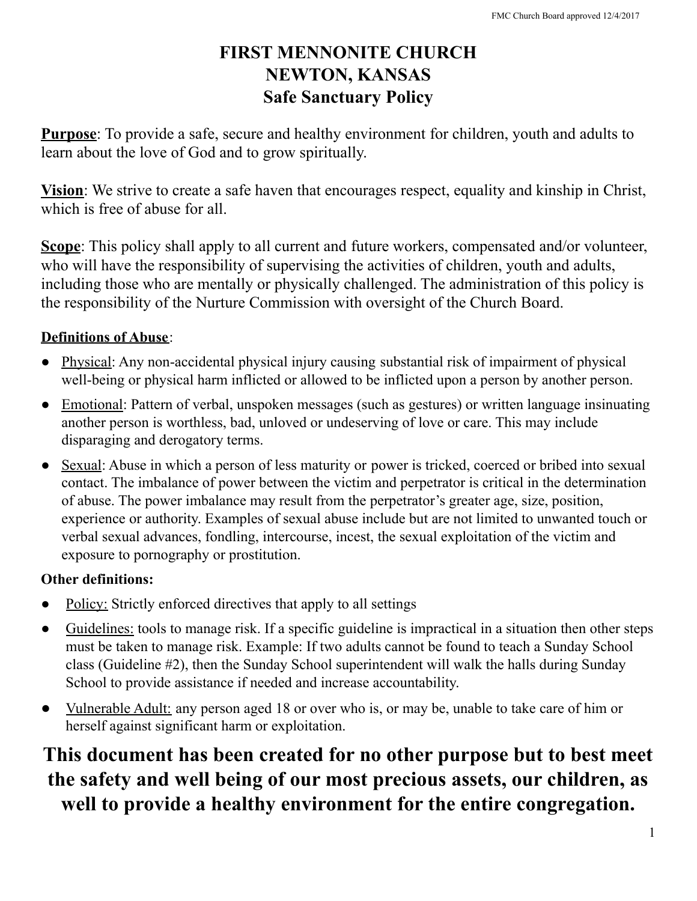# FIRST MENNONITE CHURCH
# NEWTON, KANSAS
## Safe Sanctuary Policy

**Purpose**: To provide a safe, secure and healthy environment for children, youth and adults to learn about the love of God and to grow spiritually.

**Vision**: We strive to create a safe haven that encourages respect, equality and kinship in Christ, which is free of abuse for all.

**Scope**: This policy shall apply to all current and future workers, compensated and/or volunteer, who will have the responsibility of supervising the activities of children, youth and adults, including those who are mentally or physically challenged. The administration of this policy is the responsibility of the Nurture Commission with oversight of the Church Board.

**Definitions of Abuse**:

- Physical: Any non-accidental physical injury causing substantial risk of impairment of physical well-being or physical harm inflicted or allowed to be inflicted upon a person by another person.
- Emotional: Pattern of verbal, unspoken messages (such as gestures) or written language insinuating another person is worthless, bad, unloved or undeserving of love or care. This may include disparaging and derogatory terms.
- Sexual: Abuse in which a person of less maturity or power is tricked, coerced or bribed into sexual contact. The imbalance of power between the victim and perpetrator is critical in the determination of abuse. The power imbalance may result from the perpetrator's greater age, size, position, experience or authority. Examples of sexual abuse include but are not limited to unwanted touch or verbal sexual advances, fondling, intercourse, incest, the sexual exploitation of the victim and exposure to pornography or prostitution.

**Other definitions:**

- Policy: Strictly enforced directives that apply to all settings
- Guidelines: tools to manage risk. If a specific guideline is impractical in a situation then other steps must be taken to manage risk. Example: If two adults cannot be found to teach a Sunday School class (Guideline #2), then the Sunday School superintendent will walk the halls during Sunday School to provide assistance if needed and increase accountability.
- Vulnerable Adult: any person aged 18 or over who is, or may be, unable to take care of him or herself against significant harm or exploitation.

**This document has been created for no other purpose but to best meet the safety and well being of our most precious assets, our children, as well to provide a healthy environment for the entire congregation.**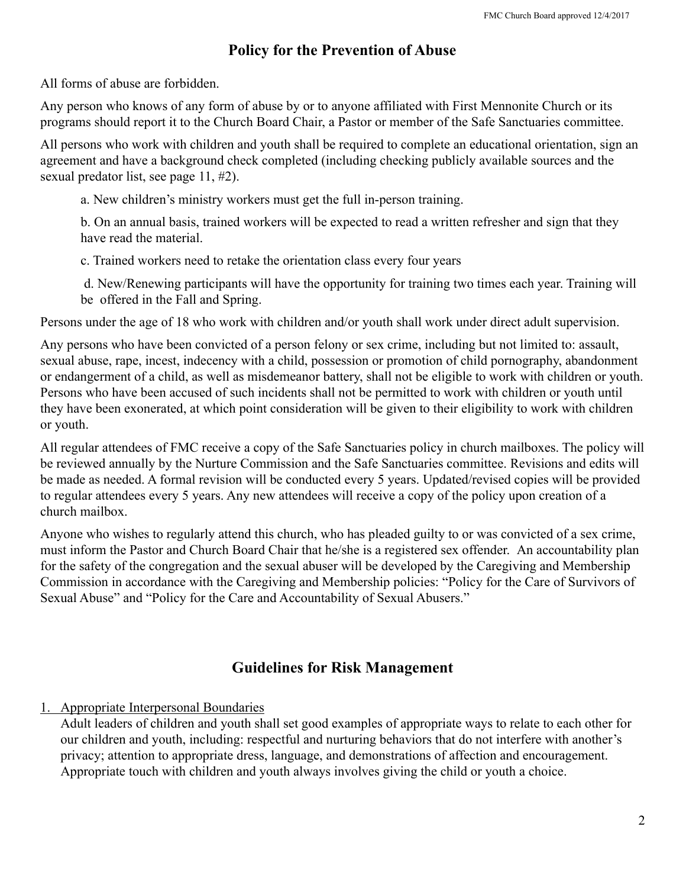# Policy for the Prevention of Abuse

All forms of abuse are forbidden.

Any person who knows of any form of abuse by or to anyone affiliated with First Mennonite Church or its programs should report it to the Church Board Chair, a Pastor or member of the Safe Sanctuaries committee.

All persons who work with children and youth shall be required to complete an educational orientation, sign an agreement and have a background check completed (including checking publicly available sources and the sexual predator list, see page 11, #2).

a. New children's ministry workers must get the full in-person training.

b. On an annual basis, trained workers will be expected to read a written refresher and sign that they have read the material.

c. Trained workers need to retake the orientation class every four years

d. New/Renewing participants will have the opportunity for training two times each year. Training will be offered in the Fall and Spring.

Persons under the age of 18 who work with children and/or youth shall work under direct adult supervision.

Any persons who have been convicted of a person felony or sex crime, including but not limited to: assault, sexual abuse, rape, incest, indecency with a child, possession or promotion of child pornography, abandonment or endangerment of a child, as well as misdemeanor battery, shall not be eligible to work with children or youth. Persons who have been accused of such incidents shall not be permitted to work with children or youth until they have been exonerated, at which point consideration will be given to their eligibility to work with children or youth.

All regular attendees of FMC receive a copy of the Safe Sanctuaries policy in church mailboxes. The policy will be reviewed annually by the Nurture Commission and the Safe Sanctuaries committee. Revisions and edits will be made as needed. A formal revision will be conducted every 5 years. Updated/revised copies will be provided to regular attendees every 5 years. Any new attendees will receive a copy of the policy upon creation of a church mailbox.

Anyone who wishes to regularly attend this church, who has pleaded guilty to or was convicted of a sex crime, must inform the Pastor and Church Board Chair that he/she is a registered sex offender. An accountability plan for the safety of the congregation and the sexual abuser will be developed by the Caregiving and Membership Commission in accordance with the Caregiving and Membership policies: "Policy for the Care of Survivors of Sexual Abuse" and "Policy for the Care and Accountability of Sexual Abusers."

# Guidelines for Risk Management

1. Appropriate Interpersonal Boundaries

   Adult leaders of children and youth shall set good examples of appropriate ways to relate to each other for our children and youth, including: respectful and nurturing behaviors that do not interfere with another's privacy; attention to appropriate dress, language, and demonstrations of affection and encouragement. Appropriate touch with children and youth always involves giving the child or youth a choice.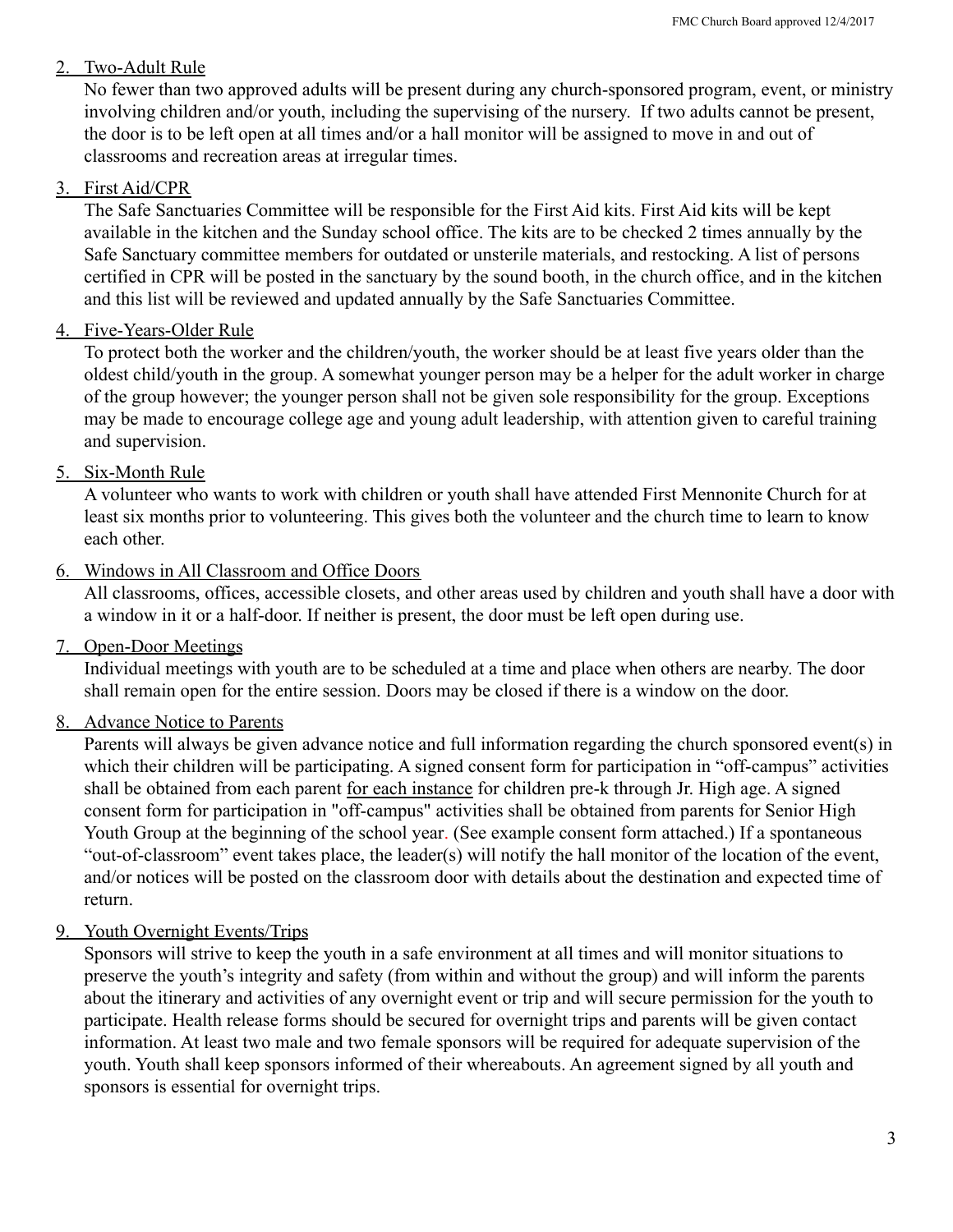2. <u>Two-Adult Rule</u>

   No fewer than two approved adults will be present during any church-sponsored program, event, or ministry involving children and/or youth, including the supervising of the nursery. If two adults cannot be present, the door is to be left open at all times and/or a hall monitor will be assigned to move in and out of classrooms and recreation areas at irregular times.

3. <u>First Aid/CPR</u>

   The Safe Sanctuaries Committee will be responsible for the First Aid kits. First Aid kits will be kept available in the kitchen and the Sunday school office. The kits are to be checked 2 times annually by the Safe Sanctuary committee members for outdated or unsterile materials, and restocking. A list of persons certified in CPR will be posted in the sanctuary by the sound booth, in the church office, and in the kitchen and this list will be reviewed and updated annually by the Safe Sanctuaries Committee.

4. <u>Five-Years-Older Rule</u>

   To protect both the worker and the children/youth, the worker should be at least five years older than the oldest child/youth in the group. A somewhat younger person may be a helper for the adult worker in charge of the group however; the younger person shall not be given sole responsibility for the group. Exceptions may be made to encourage college age and young adult leadership, with attention given to careful training and supervision.

5. <u>Six-Month Rule</u>

   A volunteer who wants to work with children or youth shall have attended First Mennonite Church for at least six months prior to volunteering. This gives both the volunteer and the church time to learn to know each other.

6. <u>Windows in All Classroom and Office Doors</u>

   All classrooms, offices, accessible closets, and other areas used by children and youth shall have a door with a window in it or a half-door. If neither is present, the door must be left open during use.

7. <u>Open-Door Meetings</u>

   Individual meetings with youth are to be scheduled at a time and place when others are nearby. The door shall remain open for the entire session. Doors may be closed if there is a window on the door.

8. <u>Advance Notice to Parents</u>

   Parents will always be given advance notice and full information regarding the church sponsored event(s) in which their children will be participating. A signed consent form for participation in "off-campus" activities shall be obtained from each parent <u>for each instance</u> for children pre-k through Jr. High age. A signed consent form for participation in "off-campus" activities shall be obtained from parents for Senior High Youth Group at the beginning of the school year. (See example consent form attached.) If a spontaneous "out-of-classroom" event takes place, the leader(s) will notify the hall monitor of the location of the event, and/or notices will be posted on the classroom door with details about the destination and expected time of return.

9. <u>Youth Overnight Events/Trips</u>

   Sponsors will strive to keep the youth in a safe environment at all times and will monitor situations to preserve the youth's integrity and safety (from within and without the group) and will inform the parents about the itinerary and activities of any overnight event or trip and will secure permission for the youth to participate. Health release forms should be secured for overnight trips and parents will be given contact information. At least two male and two female sponsors will be required for adequate supervision of the youth. Youth shall keep sponsors informed of their whereabouts. An agreement signed by all youth and sponsors is essential for overnight trips.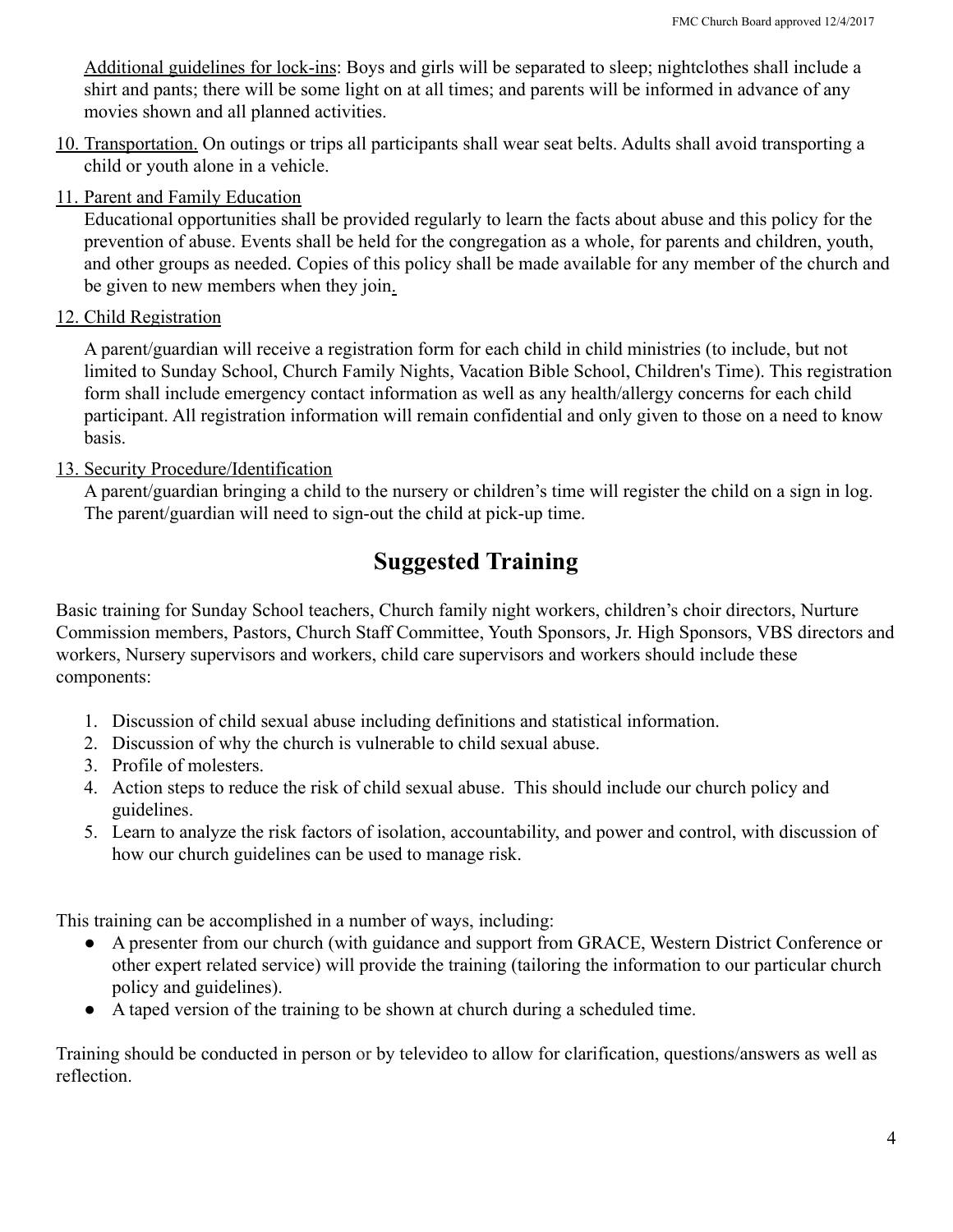Additional guidelines for lock-ins: Boys and girls will be separated to sleep; nightclothes shall include a shirt and pants; there will be some light on at all times; and parents will be informed in advance of any movies shown and all planned activities.

10. Transportation. On outings or trips all participants shall wear seat belts. Adults shall avoid transporting a child or youth alone in a vehicle.

11. Parent and Family Education

    Educational opportunities shall be provided regularly to learn the facts about abuse and this policy for the prevention of abuse. Events shall be held for the congregation as a whole, for parents and children, youth, and other groups as needed. Copies of this policy shall be made available for any member of the church and be given to new members when they join.

12. Child Registration

    A parent/guardian will receive a registration form for each child in child ministries (to include, but not limited to Sunday School, Church Family Nights, Vacation Bible School, Children's Time). This registration form shall include emergency contact information as well as any health/allergy concerns for each child participant. All registration information will remain confidential and only given to those on a need to know basis.

13. Security Procedure/Identification

    A parent/guardian bringing a child to the nursery or children's time will register the child on a sign in log. The parent/guardian will need to sign-out the child at pick-up time.

## Suggested Training

Basic training for Sunday School teachers, Church family night workers, children's choir directors, Nurture Commission members, Pastors, Church Staff Committee, Youth Sponsors, Jr. High Sponsors, VBS directors and workers, Nursery supervisors and workers, child care supervisors and workers should include these components:

1. Discussion of child sexual abuse including definitions and statistical information.
2. Discussion of why the church is vulnerable to child sexual abuse.
3. Profile of molesters.
4. Action steps to reduce the risk of child sexual abuse. This should include our church policy and guidelines.
5. Learn to analyze the risk factors of isolation, accountability, and power and control, with discussion of how our church guidelines can be used to manage risk.

This training can be accomplished in a number of ways, including:

- A presenter from our church (with guidance and support from GRACE, Western District Conference or other expert related service) will provide the training (tailoring the information to our particular church policy and guidelines).
- A taped version of the training to be shown at church during a scheduled time.

Training should be conducted in person or by televideo to allow for clarification, questions/answers as well as reflection.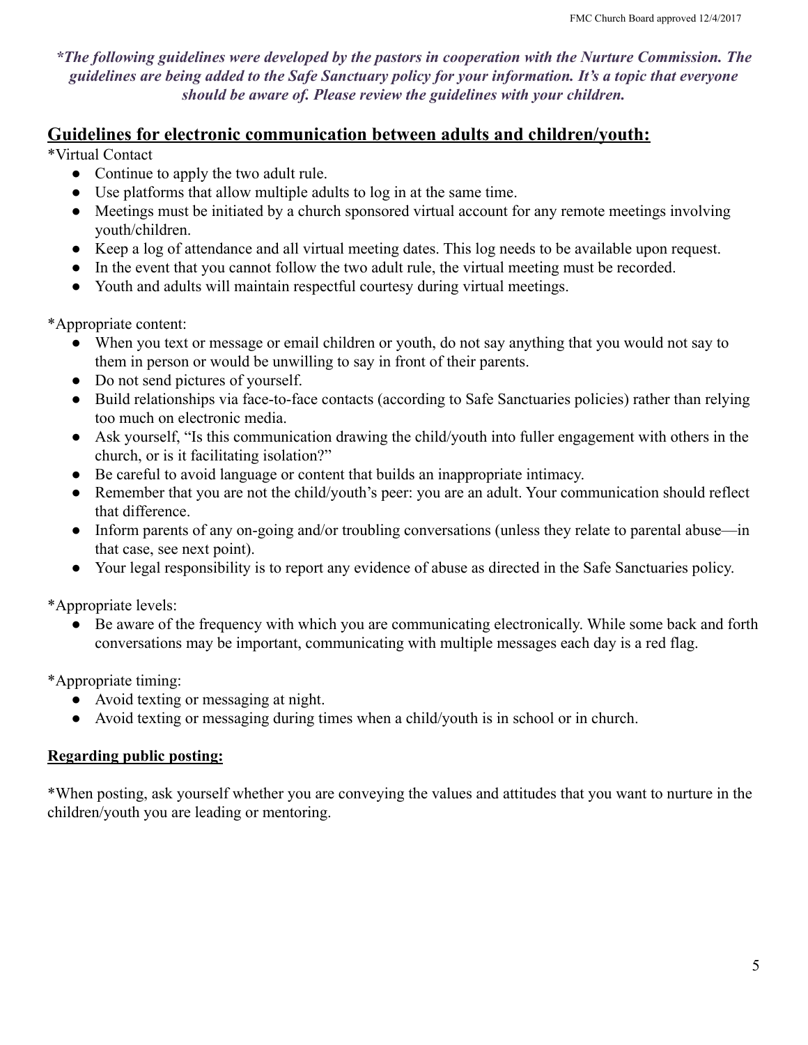***The following guidelines were developed by the pastors in cooperation with the Nurture Commission. The guidelines are being added to the Safe Sanctuary policy for your information. It's a topic that everyone should be aware of. Please review the guidelines with your children.***

## Guidelines for electronic communication between adults and children/youth:

*Virtual Contact

- Continue to apply the two adult rule.
- Use platforms that allow multiple adults to log in at the same time.
- Meetings must be initiated by a church sponsored virtual account for any remote meetings involving youth/children.
- Keep a log of attendance and all virtual meeting dates. This log needs to be available upon request.
- In the event that you cannot follow the two adult rule, the virtual meeting must be recorded.
- Youth and adults will maintain respectful courtesy during virtual meetings.

*Appropriate content:

- When you text or message or email children or youth, do not say anything that you would not say to them in person or would be unwilling to say in front of their parents.
- Do not send pictures of yourself.
- Build relationships via face-to-face contacts (according to Safe Sanctuaries policies) rather than relying too much on electronic media.
- Ask yourself, "Is this communication drawing the child/youth into fuller engagement with others in the church, or is it facilitating isolation?"
- Be careful to avoid language or content that builds an inappropriate intimacy.
- Remember that you are not the child/youth's peer: you are an adult. Your communication should reflect that difference.
- Inform parents of any on-going and/or troubling conversations (unless they relate to parental abuse—in that case, see next point).
- Your legal responsibility is to report any evidence of abuse as directed in the Safe Sanctuaries policy.

*Appropriate levels:

- Be aware of the frequency with which you are communicating electronically. While some back and forth conversations may be important, communicating with multiple messages each day is a red flag.

*Appropriate timing:

- Avoid texting or messaging at night.
- Avoid texting or messaging during times when a child/youth is in school or in church.

### Regarding public posting:

*When posting, ask yourself whether you are conveying the values and attitudes that you want to nurture in the children/youth you are leading or mentoring.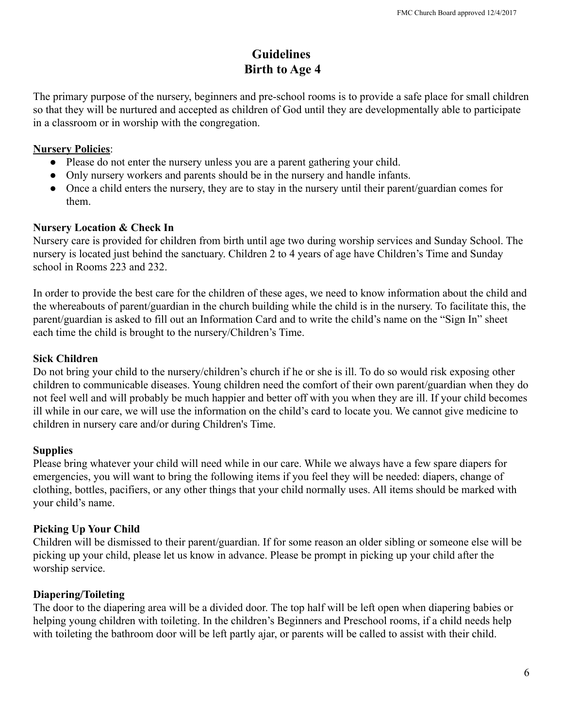# Guidelines
# Birth to Age 4

The primary purpose of the nursery, beginners and pre-school rooms is to provide a safe place for small children so that they will be nurtured and accepted as children of God until they are developmentally able to participate in a classroom or in worship with the congregation.

**Nursery Policies**:

- Please do not enter the nursery unless you are a parent gathering your child.
- Only nursery workers and parents should be in the nursery and handle infants.
- Once a child enters the nursery, they are to stay in the nursery until their parent/guardian comes for them.

**Nursery Location & Check In**

Nursery care is provided for children from birth until age two during worship services and Sunday School. The nursery is located just behind the sanctuary. Children 2 to 4 years of age have Children's Time and Sunday school in Rooms 223 and 232.

In order to provide the best care for the children of these ages, we need to know information about the child and the whereabouts of parent/guardian in the church building while the child is in the nursery. To facilitate this, the parent/guardian is asked to fill out an Information Card and to write the child's name on the "Sign In" sheet each time the child is brought to the nursery/Children's Time.

**Sick Children**

Do not bring your child to the nursery/children's church if he or she is ill. To do so would risk exposing other children to communicable diseases. Young children need the comfort of their own parent/guardian when they do not feel well and will probably be much happier and better off with you when they are ill. If your child becomes ill while in our care, we will use the information on the child's card to locate you. We cannot give medicine to children in nursery care and/or during Children's Time.

**Supplies**

Please bring whatever your child will need while in our care. While we always have a few spare diapers for emergencies, you will want to bring the following items if you feel they will be needed: diapers, change of clothing, bottles, pacifiers, or any other things that your child normally uses. All items should be marked with your child's name.

**Picking Up Your Child**

Children will be dismissed to their parent/guardian. If for some reason an older sibling or someone else will be picking up your child, please let us know in advance. Please be prompt in picking up your child after the worship service.

**Diapering/Toileting**

The door to the diapering area will be a divided door. The top half will be left open when diapering babies or helping young children with toileting. In the children's Beginners and Preschool rooms, if a child needs help with toileting the bathroom door will be left partly ajar, or parents will be called to assist with their child.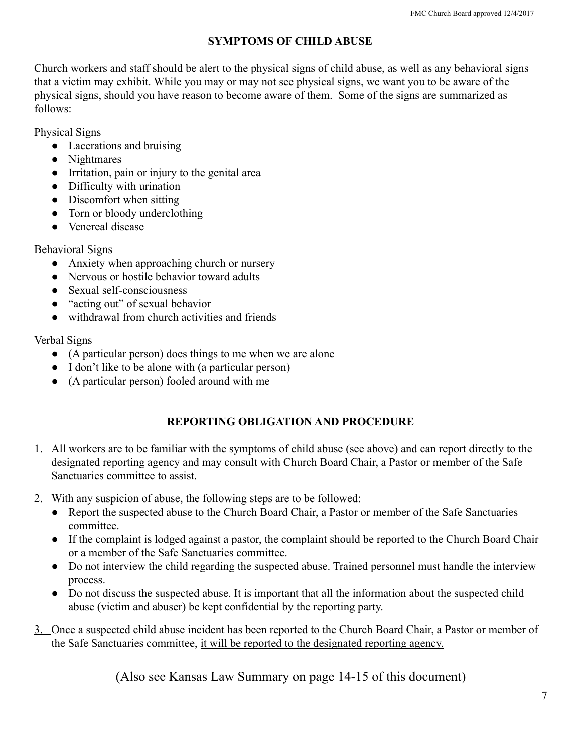## SYMPTOMS OF CHILD ABUSE

Church workers and staff should be alert to the physical signs of child abuse, as well as any behavioral signs that a victim may exhibit. While you may or may not see physical signs, we want you to be aware of the physical signs, should you have reason to become aware of them. Some of the signs are summarized as follows:

Physical Signs

- Lacerations and bruising
- Nightmares
- Irritation, pain or injury to the genital area
- Difficulty with urination
- Discomfort when sitting
- Torn or bloody underclothing
- Venereal disease

Behavioral Signs

- Anxiety when approaching church or nursery
- Nervous or hostile behavior toward adults
- Sexual self-consciousness
- "acting out" of sexual behavior
- withdrawal from church activities and friends

Verbal Signs

- (A particular person) does things to me when we are alone
- I don't like to be alone with (a particular person)
- (A particular person) fooled around with me

## REPORTING OBLIGATION AND PROCEDURE

1. All workers are to be familiar with the symptoms of child abuse (see above) and can report directly to the designated reporting agency and may consult with Church Board Chair, a Pastor or member of the Safe Sanctuaries committee to assist.
2. With any suspicion of abuse, the following steps are to be followed:
   - Report the suspected abuse to the Church Board Chair, a Pastor or member of the Safe Sanctuaries committee.
   - If the complaint is lodged against a pastor, the complaint should be reported to the Church Board Chair or a member of the Safe Sanctuaries committee.
   - Do not interview the child regarding the suspected abuse. Trained personnel must handle the interview process.
   - Do not discuss the suspected abuse. It is important that all the information about the suspected child abuse (victim and abuser) be kept confidential by the reporting party.
3. Once a suspected child abuse incident has been reported to the Church Board Chair, a Pastor or member of the Safe Sanctuaries committee, <u>it will be reported to the designated reporting agency.</u>

(Also see Kansas Law Summary on page 14-15 of this document)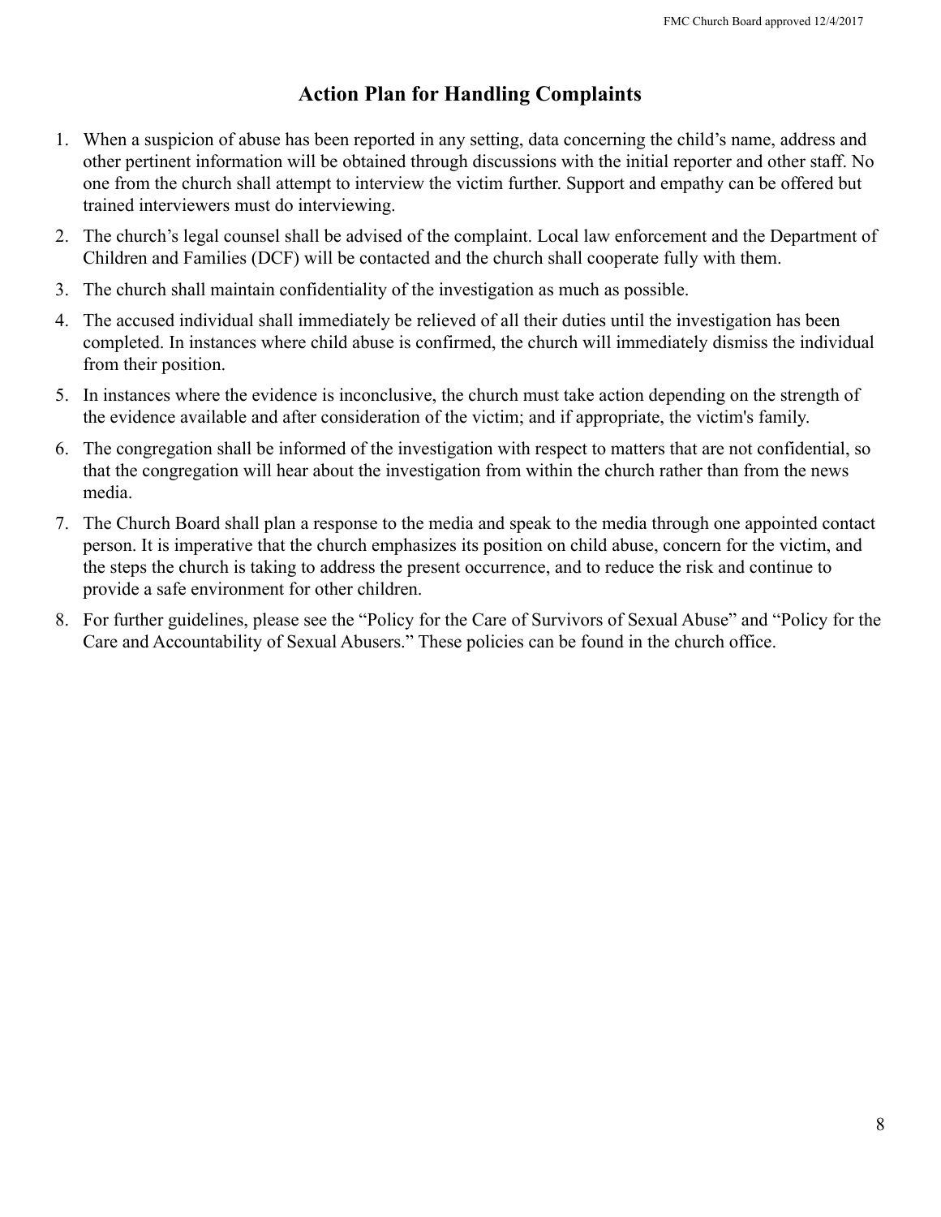# Action Plan for Handling Complaints

1. When a suspicion of abuse has been reported in any setting, data concerning the child's name, address and other pertinent information will be obtained through discussions with the initial reporter and other staff. No one from the church shall attempt to interview the victim further. Support and empathy can be offered but trained interviewers must do interviewing.
2. The church's legal counsel shall be advised of the complaint. Local law enforcement and the Department of Children and Families (DCF) will be contacted and the church shall cooperate fully with them.
3. The church shall maintain confidentiality of the investigation as much as possible.
4. The accused individual shall immediately be relieved of all their duties until the investigation has been completed. In instances where child abuse is confirmed, the church will immediately dismiss the individual from their position.
5. In instances where the evidence is inconclusive, the church must take action depending on the strength of the evidence available and after consideration of the victim; and if appropriate, the victim's family.
6. The congregation shall be informed of the investigation with respect to matters that are not confidential, so that the congregation will hear about the investigation from within the church rather than from the news media.
7. The Church Board shall plan a response to the media and speak to the media through one appointed contact person. It is imperative that the church emphasizes its position on child abuse, concern for the victim, and the steps the church is taking to address the present occurrence, and to reduce the risk and continue to provide a safe environment for other children.
8. For further guidelines, please see the "Policy for the Care of Survivors of Sexual Abuse" and "Policy for the Care and Accountability of Sexual Abusers." These policies can be found in the church office.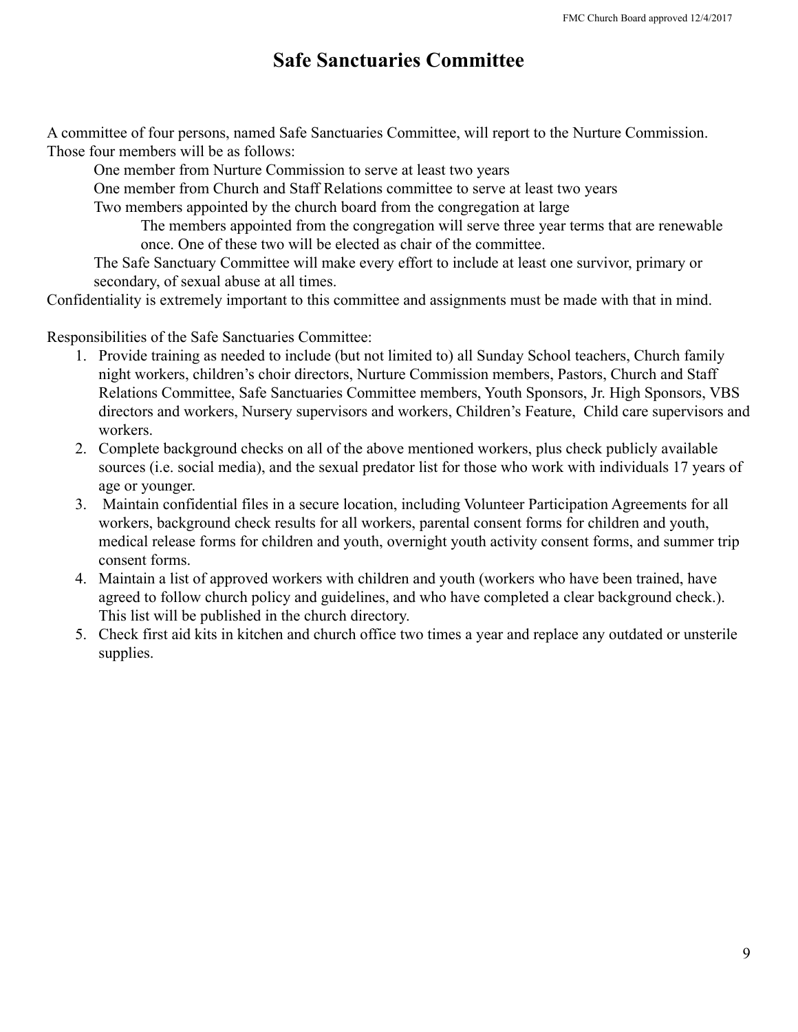# Safe Sanctuaries Committee

A committee of four persons, named Safe Sanctuaries Committee, will report to the Nurture Commission. Those four members will be as follows:

- One member from Nurture Commission to serve at least two years
- One member from Church and Staff Relations committee to serve at least two years
- Two members appointed by the church board from the congregation at large
  - The members appointed from the congregation will serve three year terms that are renewable once. One of these two will be elected as chair of the committee.
- The Safe Sanctuary Committee will make every effort to include at least one survivor, primary or secondary, of sexual abuse at all times.

Confidentiality is extremely important to this committee and assignments must be made with that in mind.

Responsibilities of the Safe Sanctuaries Committee:

1. Provide training as needed to include (but not limited to) all Sunday School teachers, Church family night workers, children's choir directors, Nurture Commission members, Pastors, Church and Staff Relations Committee, Safe Sanctuaries Committee members, Youth Sponsors, Jr. High Sponsors, VBS directors and workers, Nursery supervisors and workers, Children's Feature, Child care supervisors and workers.
2. Complete background checks on all of the above mentioned workers, plus check publicly available sources (i.e. social media), and the sexual predator list for those who work with individuals 17 years of age or younger.
3. Maintain confidential files in a secure location, including Volunteer Participation Agreements for all workers, background check results for all workers, parental consent forms for children and youth, medical release forms for children and youth, overnight youth activity consent forms, and summer trip consent forms.
4. Maintain a list of approved workers with children and youth (workers who have been trained, have agreed to follow church policy and guidelines, and who have completed a clear background check.). This list will be published in the church directory.
5. Check first aid kits in kitchen and church office two times a year and replace any outdated or unsterile supplies.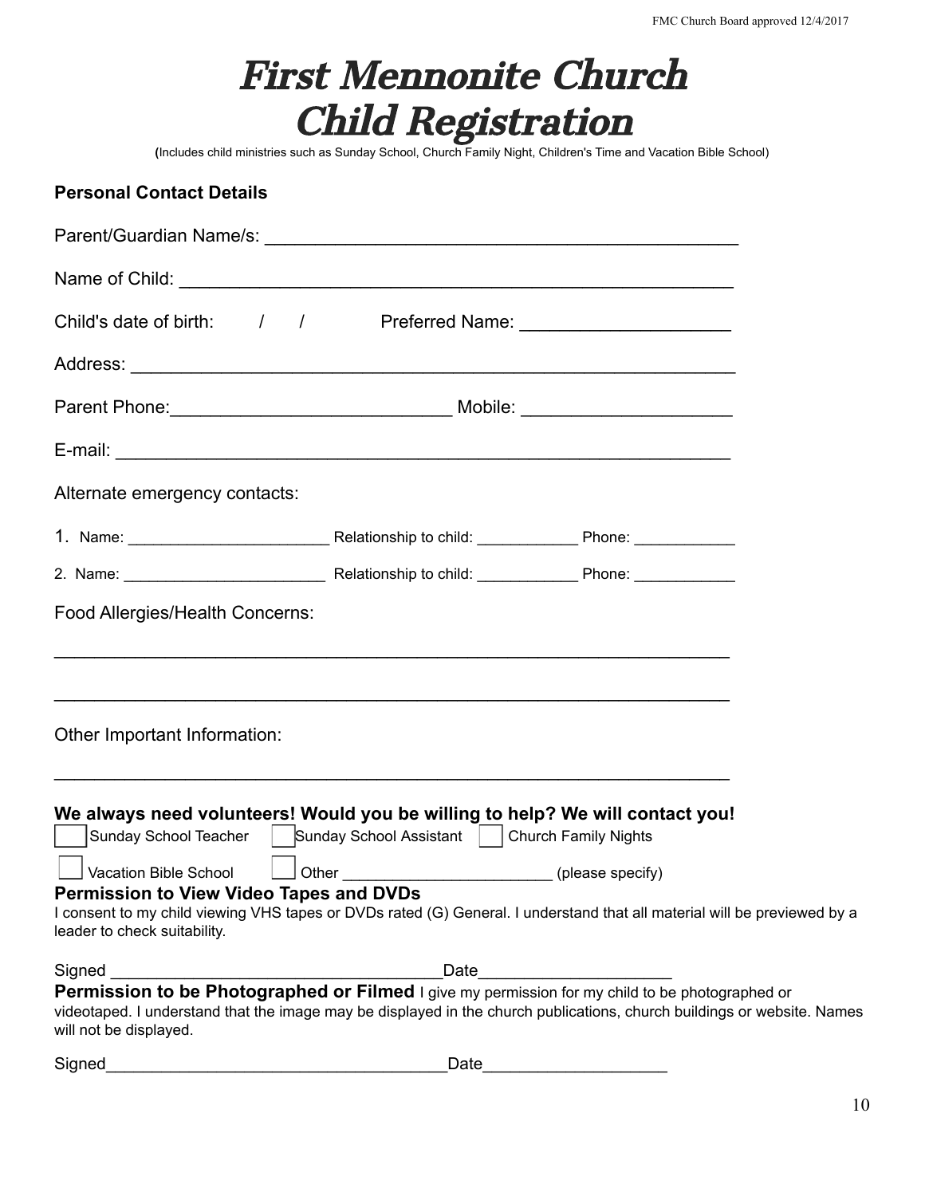FMC Church Board approved 12/4/2017

# *First Mennonite Church Child Registration*

(Includes child ministries such as Sunday School, Church Family Night, Children's Time and Vacation Bible School)

**Personal Contact Details**

Parent/Guardian Name/s: _______________________________________________

Name of Child: _______________________________________________________

Child's date of birth: &nbsp;&nbsp;&nbsp; / &nbsp;&nbsp;&nbsp; / &nbsp;&nbsp;&nbsp;&nbsp;&nbsp;&nbsp; Preferred Name: _____________________

Address: ____________________________________________________________

Parent Phone:____________________________ Mobile: _____________________

E-mail: _____________________________________________________________

Alternate emergency contacts:

1. Name: ________________________ Relationship to child: ____________ Phone: ____________
2. Name: ________________________ Relationship to child: ____________ Phone: ____________

Food Allergies/Health Concerns:

_____________________________________________________________________

_____________________________________________________________________

Other Important Information:

_____________________________________________________________________

**We always need volunteers! Would you be willing to help? We will contact you!**

☐ Sunday School Teacher ☐ Sunday School Assistant ☐ Church Family Nights

☐ Vacation Bible School ☐ Other ________________________ (please specify)

**Permission to View Video Tapes and DVDs**

I consent to my child viewing VHS tapes or DVDs rated (G) General. I understand that all material will be previewed by a leader to check suitability.

Signed ___________________________________Date____________________

**Permission to be Photographed or Filmed** I give my permission for my child to be photographed or videotaped. I understand that the image may be displayed in the church publications, church buildings or website. Names will not be displayed.

Signed___________________________________Date____________________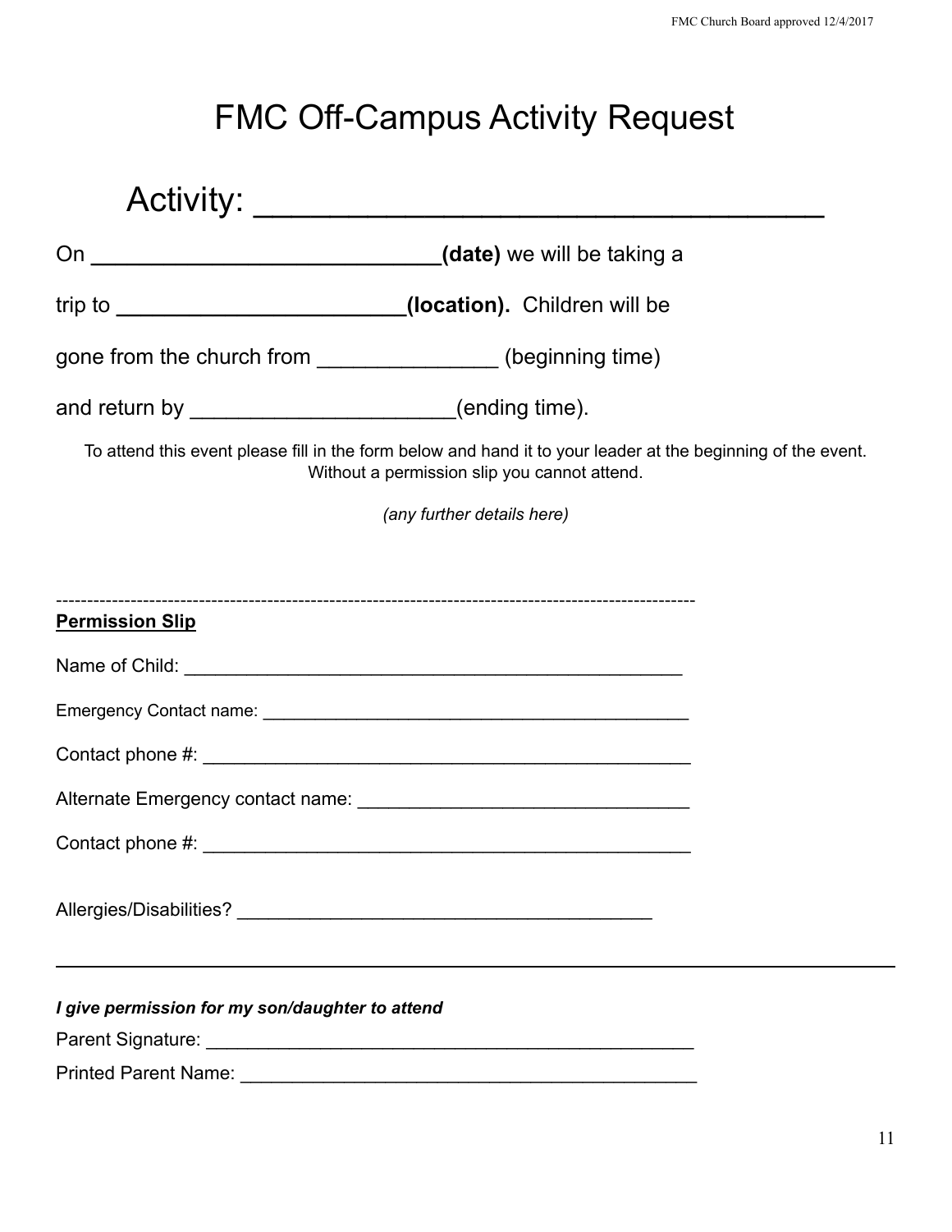# FMC Off-Campus Activity Request

## Activity: ___________________________________

On ____________________________**(date)** we will be taking a

trip to ________________________**(location).** Children will be

gone from the church from _______________ (beginning time)

and return by ______________________(ending time).

To attend this event please fill in the form below and hand it to your leader at the beginning of the event. Without a permission slip you cannot attend.

*(any further details here)*

---

**Permission Slip**

Name of Child: _________________________________________________

Emergency Contact name: _____________________________________________

Contact phone #: ________________________________________________

Alternate Emergency contact name: ________________________________

Contact phone #: ________________________________________________

Allergies/Disabilities? _______________________________________

---

***I give permission for my son/daughter to attend***

Parent Signature: ________________________________________________

Printed Parent Name: _____________________________________________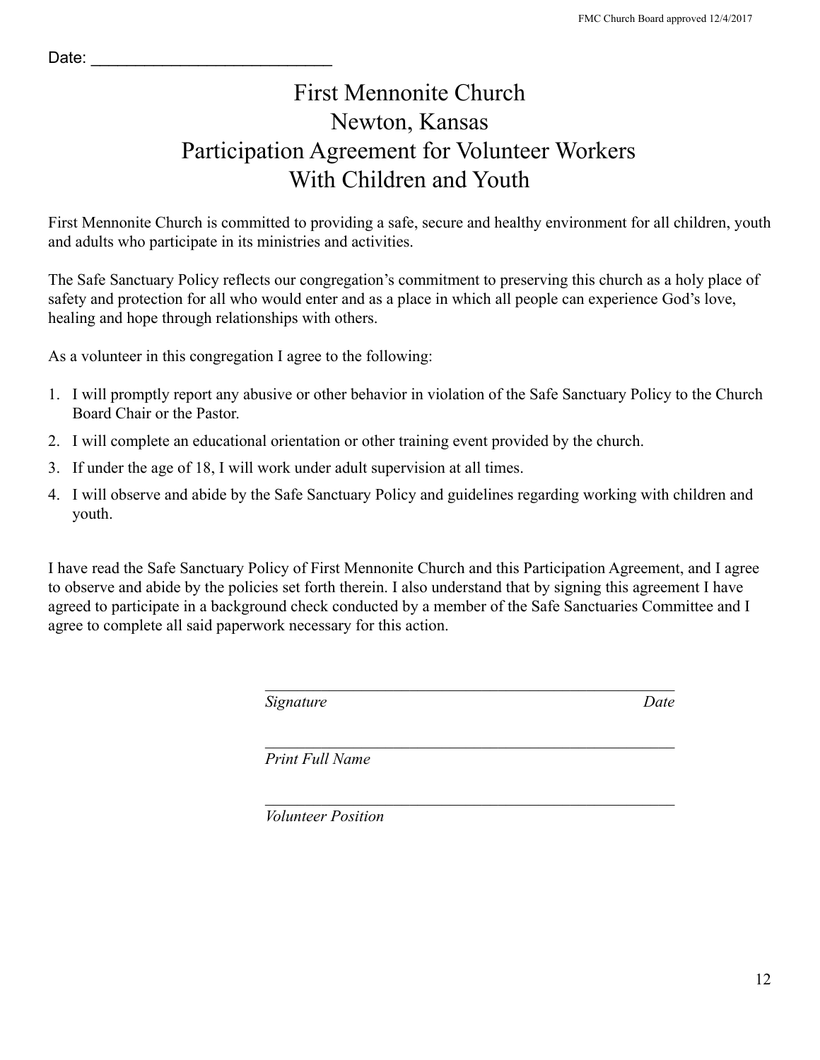Date: ___________________________

# First Mennonite Church
# Newton, Kansas
# Participation Agreement for Volunteer Workers With Children and Youth

First Mennonite Church is committed to providing a safe, secure and healthy environment for all children, youth and adults who participate in its ministries and activities.

The Safe Sanctuary Policy reflects our congregation's commitment to preserving this church as a holy place of safety and protection for all who would enter and as a place in which all people can experience God's love, healing and hope through relationships with others.

As a volunteer in this congregation I agree to the following:

1. I will promptly report any abusive or other behavior in violation of the Safe Sanctuary Policy to the Church Board Chair or the Pastor.
2. I will complete an educational orientation or other training event provided by the church.
3. If under the age of 18, I will work under adult supervision at all times.
4. I will observe and abide by the Safe Sanctuary Policy and guidelines regarding working with children and youth.

I have read the Safe Sanctuary Policy of First Mennonite Church and this Participation Agreement, and I agree to observe and abide by the policies set forth therein. I also understand that by signing this agreement I have agreed to participate in a background check conducted by a member of the Safe Sanctuaries Committee and I agree to complete all said paperwork necessary for this action.

_____________________________________________________

*Signature* *Date*

_____________________________________________________

*Print Full Name*

_____________________________________________________

*Volunteer Position*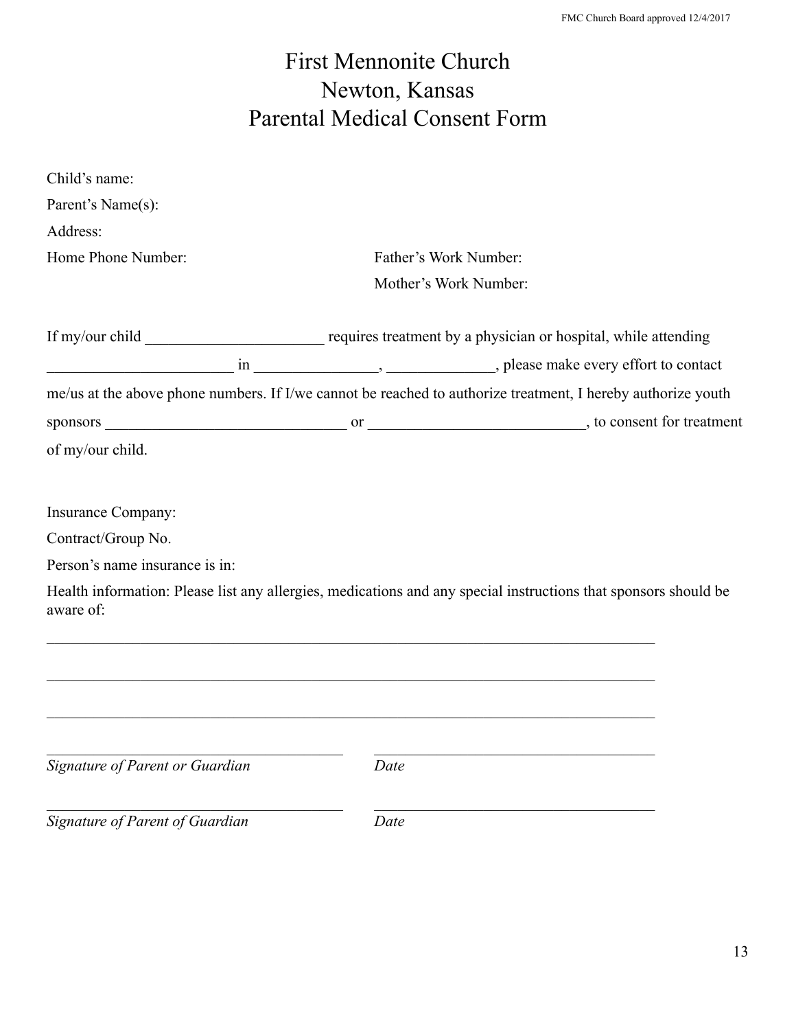# First Mennonite Church
# Newton, Kansas
# Parental Medical Consent Form

Child's name:

Parent's Name(s):

Address:

Home Phone Number:

Father's Work Number:

Mother's Work Number:

If my/our child ______________________ requires treatment by a physician or hospital, while attending ________________________ in _______________, _____________, please make every effort to contact me/us at the above phone numbers. If I/we cannot be reached to authorize treatment, I hereby authorize youth sponsors ______________________________ or ___________________________, to consent for treatment of my/our child.

Insurance Company:

Contract/Group No.

Person's name insurance is in:

Health information: Please list any allergies, medications and any special instructions that sponsors should be aware of:

_______________________________________________________________________________

_______________________________________________________________________________

_______________________________________________________________________________

______________________________________ ______________________________________

*Signature of Parent or Guardian* *Date*

______________________________________ ______________________________________

*Signature of Parent of Guardian* *Date*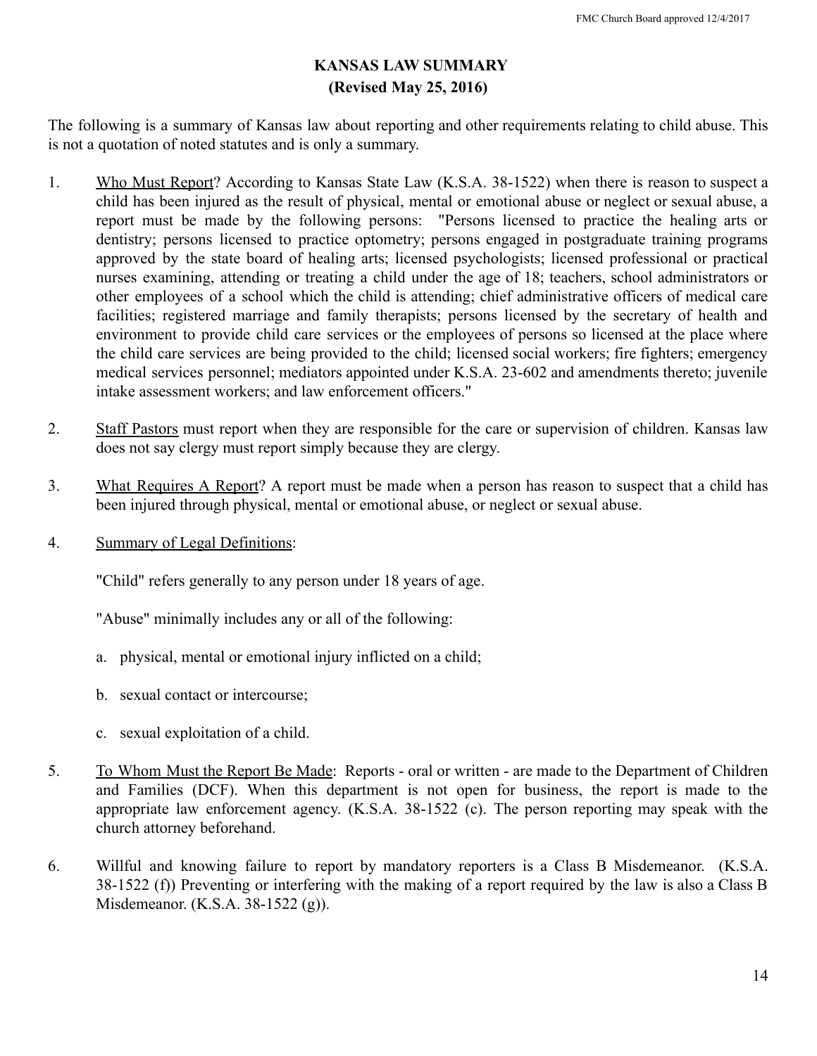# KANSAS LAW SUMMARY
## (Revised May 25, 2016)

The following is a summary of Kansas law about reporting and other requirements relating to child abuse. This is not a quotation of noted statutes and is only a summary.

1. Who Must Report? According to Kansas State Law (K.S.A. 38-1522) when there is reason to suspect a child has been injured as the result of physical, mental or emotional abuse or neglect or sexual abuse, a report must be made by the following persons: "Persons licensed to practice the healing arts or dentistry; persons licensed to practice optometry; persons engaged in postgraduate training programs approved by the state board of healing arts; licensed psychologists; licensed professional or practical nurses examining, attending or treating a child under the age of 18; teachers, school administrators or other employees of a school which the child is attending; chief administrative officers of medical care facilities; registered marriage and family therapists; persons licensed by the secretary of health and environment to provide child care services or the employees of persons so licensed at the place where the child care services are being provided to the child; licensed social workers; fire fighters; emergency medical services personnel; mediators appointed under K.S.A. 23-602 and amendments thereto; juvenile intake assessment workers; and law enforcement officers."

2. Staff Pastors must report when they are responsible for the care or supervision of children. Kansas law does not say clergy must report simply because they are clergy.

3. What Requires A Report? A report must be made when a person has reason to suspect that a child has been injured through physical, mental or emotional abuse, or neglect or sexual abuse.

4. Summary of Legal Definitions:

   "Child" refers generally to any person under 18 years of age.

   "Abuse" minimally includes any or all of the following:

   a. physical, mental or emotional injury inflicted on a child;

   b. sexual contact or intercourse;

   c. sexual exploitation of a child.

5. To Whom Must the Report Be Made: Reports - oral or written - are made to the Department of Children and Families (DCF). When this department is not open for business, the report is made to the appropriate law enforcement agency. (K.S.A. 38-1522 (c). The person reporting may speak with the church attorney beforehand.

6. Willful and knowing failure to report by mandatory reporters is a Class B Misdemeanor. (K.S.A. 38-1522 (f)) Preventing or interfering with the making of a report required by the law is also a Class B Misdemeanor. (K.S.A. 38-1522 (g)).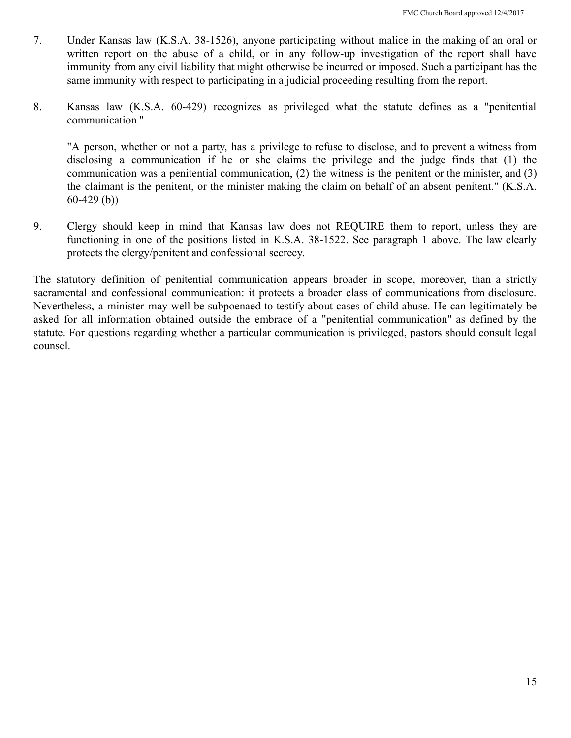7. Under Kansas law (K.S.A. 38-1526), anyone participating without malice in the making of an oral or written report on the abuse of a child, or in any follow-up investigation of the report shall have immunity from any civil liability that might otherwise be incurred or imposed. Such a participant has the same immunity with respect to participating in a judicial proceeding resulting from the report.

8. Kansas law (K.S.A. 60-429) recognizes as privileged what the statute defines as a "penitential communication."

   "A person, whether or not a party, has a privilege to refuse to disclose, and to prevent a witness from disclosing a communication if he or she claims the privilege and the judge finds that (1) the communication was a penitential communication, (2) the witness is the penitent or the minister, and (3) the claimant is the penitent, or the minister making the claim on behalf of an absent penitent." (K.S.A. 60-429 (b))

9. Clergy should keep in mind that Kansas law does not REQUIRE them to report, unless they are functioning in one of the positions listed in K.S.A. 38-1522. See paragraph 1 above. The law clearly protects the clergy/penitent and confessional secrecy.

The statutory definition of penitential communication appears broader in scope, moreover, than a strictly sacramental and confessional communication: it protects a broader class of communications from disclosure. Nevertheless, a minister may well be subpoenaed to testify about cases of child abuse. He can legitimately be asked for all information obtained outside the embrace of a "penitential communication" as defined by the statute. For questions regarding whether a particular communication is privileged, pastors should consult legal counsel.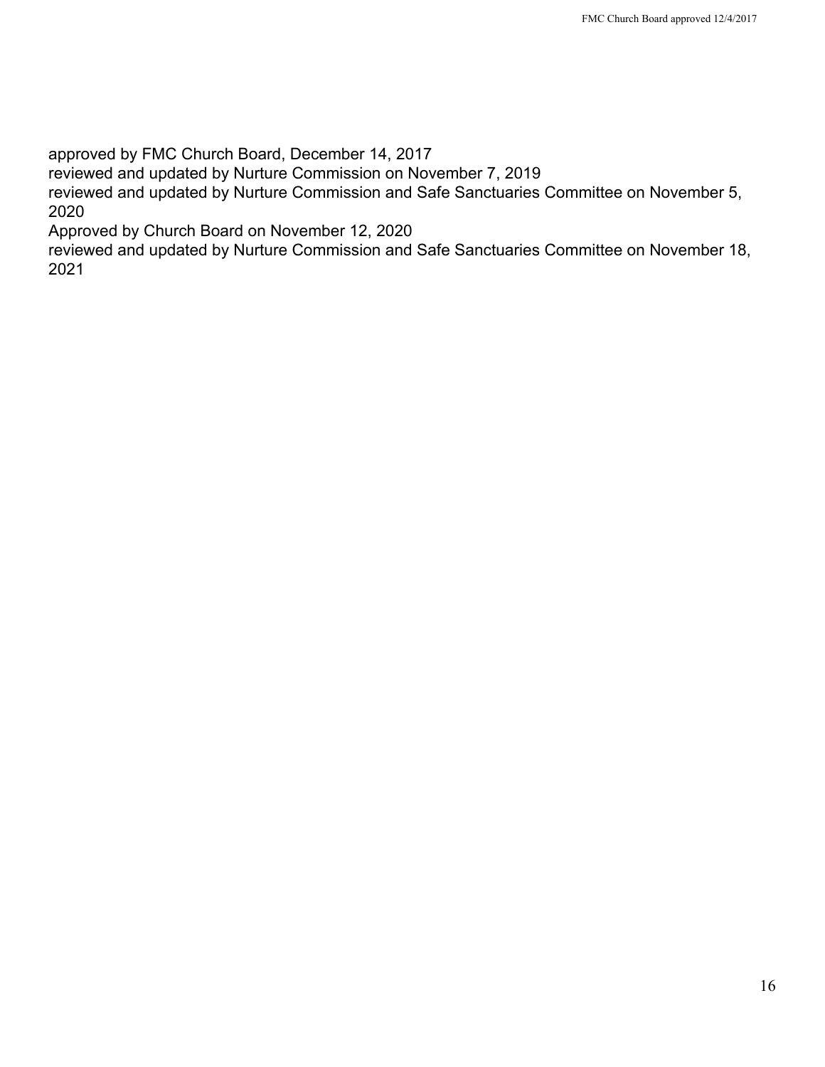approved by FMC Church Board, December 14, 2017
reviewed and updated by Nurture Commission on November 7, 2019
reviewed and updated by Nurture Commission and Safe Sanctuaries Committee on November 5, 2020
Approved by Church Board on November 12, 2020
reviewed and updated by Nurture Commission and Safe Sanctuaries Committee on November 18, 2021